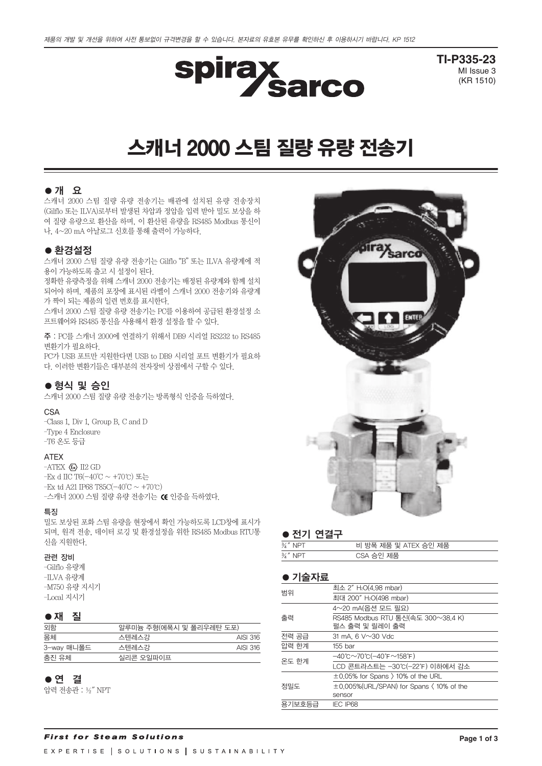제품의 개발 및 개선을 위하여 사전 통보없이 규격변경을 할 수 있습니다. 본자료의 유효본 유무를 확인하신 후 이용하시기 바랍니다. KP 1512

TI-P335-23
MI Issue 3
(KR 1510)

# 스캐너 2000 스팀 질량 유량 전송기

## ● 개 요

스캐너 2000 스팀 질량 유량 전송기는 배관에 설치된 유량 전송장치(Gilflo 또는 ILVA)로부터 발생된 차압과 정압을 입력 받아 밀도 보상을 하여 질량 유량으로 환산을 하며, 이 환산된 유량을 RS485 Modbus 통신이나, 4~20 mA 아날로그 신호를 통해 출력이 가능하다.

## ● 환경설정

스캐너 2000 스팀 질량 유량 전송기는 Gilflo "B" 또는 ILVA 유량계에 적용이 가능하도록 출고 시 설정이 된다.

정확한 유량측정을 위해 스캐너 2000 전송기는 배정된 유량계와 함께 설치되어야 하며, 제품의 포장에 표시된 라벨이 스캐너 2000 전송기와 유량계가 짝이 되는 제품의 일련 번호를 표시한다.

스캐너 2000 스팀 질량 유량 전송기는 PC를 이용하여 공급된 환경설정 소프트웨어와 RS485 통신을 사용해서 환경 설정을 할 수 있다.

**주** : PC를 스캐너 2000에 연결하기 위해서 DB9 시리얼 RS232 to RS485 변환기가 필요하다.

PC가 USB 포트만 지원한다면 USB to DB9 시리얼 포트 변환기가 필요하다. 이러한 변환기들은 대부분의 전자장비 상점에서 구할 수 있다.

## ● 형식 및 승인

스캐너 2000 스팀 질량 유량 전송기는 방폭형식 인증을 득하였다.

### CSA

-Class 1, Div 1, Group B, C and D
-Type 4 Enclosure
-T6 온도 등급

### ATEX

-ATEX Ⓔx II2 GD
-Ex d IIC T6(−40℃ ~ +70℃) 또는
-Ex td A21 IP68 T85C(−40℃ ~ +70℃)
-스캐너 2000 스팀 질량 유량 전송기는 CE 인증을 득하였다.

### 특징

밀도 보상된 포화 스팀 유량을 현장에서 확인 가능하도록 LCD창에 표시가 되며, 원격 전송, 데이터 로깅 및 환경설정을 위한 RS485 Modbus RTU통신을 지원한다.

### 관련 장비

-Gilflo 유량계
-ILVA 유량계
-M750 유량 지시기
-Local 지시기

## ● 재 질

| | | |
|---|---|---|
| 외함 | 알루미늄 주형(에폭시 및 폴리우레탄 도포) | |
| 몸체 | 스텐레스강 | AISI 316 |
| 3-way 매니폴드 | 스텐레스강 | AISI 316 |
| 충진 유체 | 실리콘 오일파이프 | |

## ● 연 결

압력 전송관 : ½" NPT

## ● 전기 연결구

| | |
|---|---|
| ¾" NPT | 비 방폭 제품 및 ATEX 승인 제품 |
| ¾" NPT | CSA 승인 제품 |

## ● 기술자료

| | |
|---|---|
| 범위 | 최소 2" $H_2O$(4.98 mbar) |
| | 최대 200" $H_2O$(498 mbar) |
| 출력 | 4~20 mA(옵션 모드 필요) |
| | RS485 Modbus RTU 통신(속도 300~38.4 K) |
| | 펄스 출력 및 릴레이 출력 |
| 전력 공급 | 31 mA, 6 V~30 Vdc |
| 압력 한계 | 155 bar |
| 온도 한계 | −40℃~70℃(−40℉~158℉) |
| | LCD 콘트라스트는 −30℃(−22℉) 이하에서 감소 |
| 정밀도 | ±0.05% for Spans 〉 10% of the URL |
| | ±0.005%(URL/SPAN) for Spans 〈 10% of the sensor |
| 용기보호등급 | IEC IP68 |

First for Steam Solutions

EXPERTISE | SOLUTIONS | SUSTAINABILITY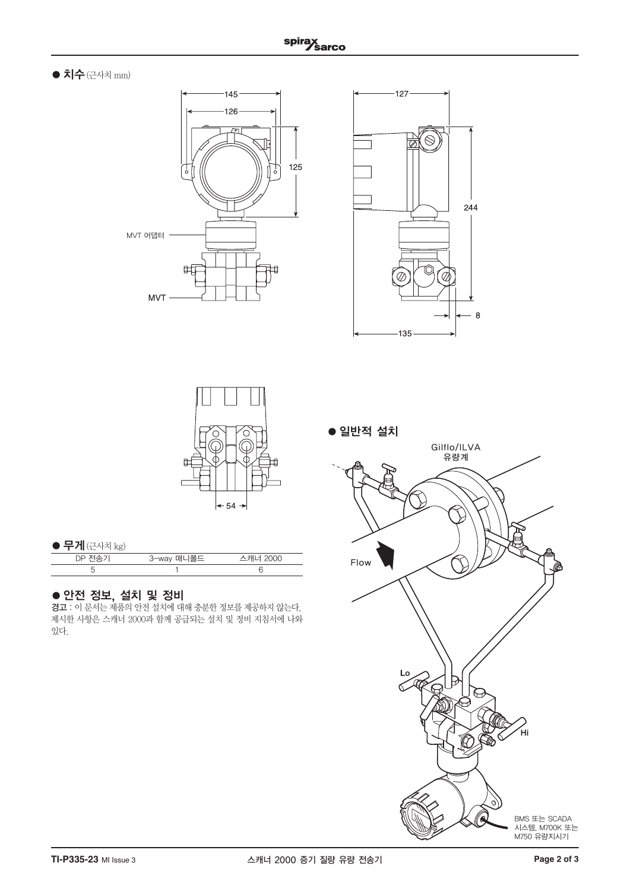## ● 치수 (근사치 mm)

145
126
125
127
244
MVT 어댑터
MVT
8
135
54

## ● 일반적 설치

Gilflo/ILVA 유량계

Flow

Lo

Hi

BMS 또는 SCADA 시스템, M700K 또는 M750 유량지시기

## ● 무게 (근사치 kg)

| DP 전송기 | 3-way 매니폴드 | 스캐너 2000 |
|---|---|---|
| 5 | 1 | 6 |

## ● 안전 정보, 설치 및 정비

**경고** : 이 문서는 제품의 안전 설치에 대해 충분한 정보를 제공하지 않는다. 제시한 사항은 스캐너 2000과 함께 공급되는 설치 및 정비 지침서에 나와 있다.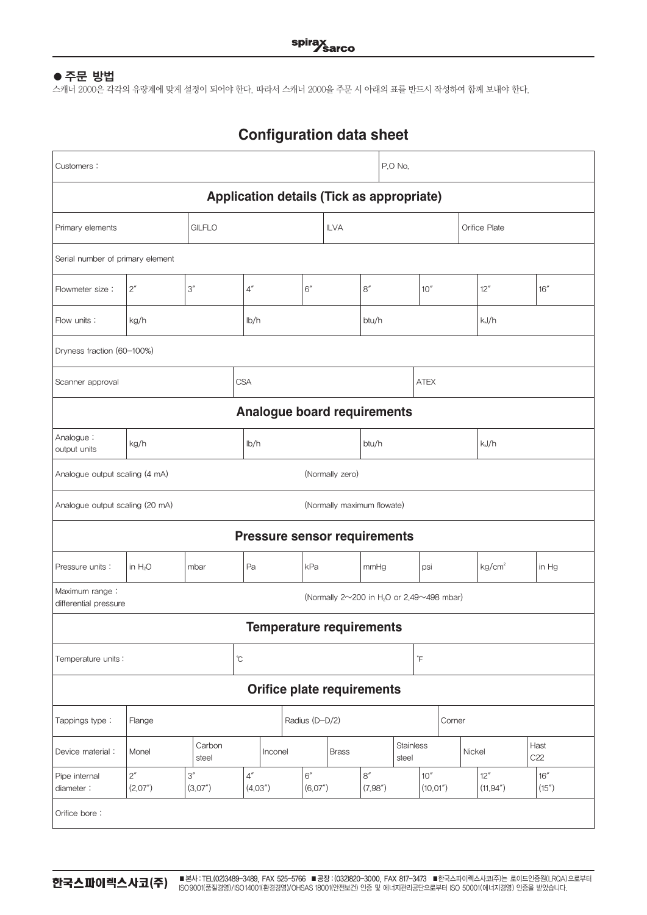## ● 주문 방법

스캐너 2000은 각각의 유량계에 맞게 설정이 되어야 한다. 따라서 스캐너 2000을 주문 시 아래의 표를 반드시 작성하여 함께 보내야 한다.

# Configuration data sheet

| | | | | | | | | |
|---|---|---|---|---|---|---|---|---|
| Customers : | | | | | | P.O No. | | |
| **Application details (Tick as appropriate)** | | | | | | | | |
| Primary elements | | GILFLO | | ILVA | | | Orifice Plate | |
| Serial number of primary element | | | | | | | | |
| Flowmeter size : | 2″ | 3″ | 4″ | 6″ | 8″ | 10″ | 12″ | 16″ |
| Flow units : | kg/h | | lb/h | | btu/h | | kJ/h | |
| Dryness fraction (60–100%) | | | | | | | | |
| Scanner approval | | | CSA | | | ATEX | | |
| **Analogue board requirements** | | | | | | | | |
| Analogue : output units | kg/h | | lb/h | | btu/h | | kJ/h | |
| Analogue output scaling (4 mA) | | | | (Normally zero) | | | | |
| Analogue output scaling (20 mA) | | | | (Normally maximum flowate) | | | | |
| **Pressure sensor requirements** | | | | | | | | |
| Pressure units : | in $H_2O$ | mbar | Pa | kPa | mmHg | psi | kg/cm$^2$ | in Hg |
| Maximum range : differential pressure | | | | (Normally 2~200 in $H_2O$ or 2.49~498 mbar) | | | | |
| **Temperature requirements** | | | | | | | | |
| Temperature units : | | | ℃ | | | ℉ | | |
| **Orifice plate requirements** | | | | | | | | |
| Tappings type : | Flange | | | Radius (D–D/2) | | Corner | | |
| Device material : | Monel | Carbon steel | Inconel | Brass | Stainless steel | Nickel | Hast C22 | |
| Pipe internal diameter : | 2″ (2.07″) | 3″ (3.07″) | 4″ (4.03″) | 6″ (6.07″) | 8″ (7.98″) | 10″ (10.01″) | 12″ (11.94″) | 16″ (15″) |
| Orifice bore : | | | | | | | | |